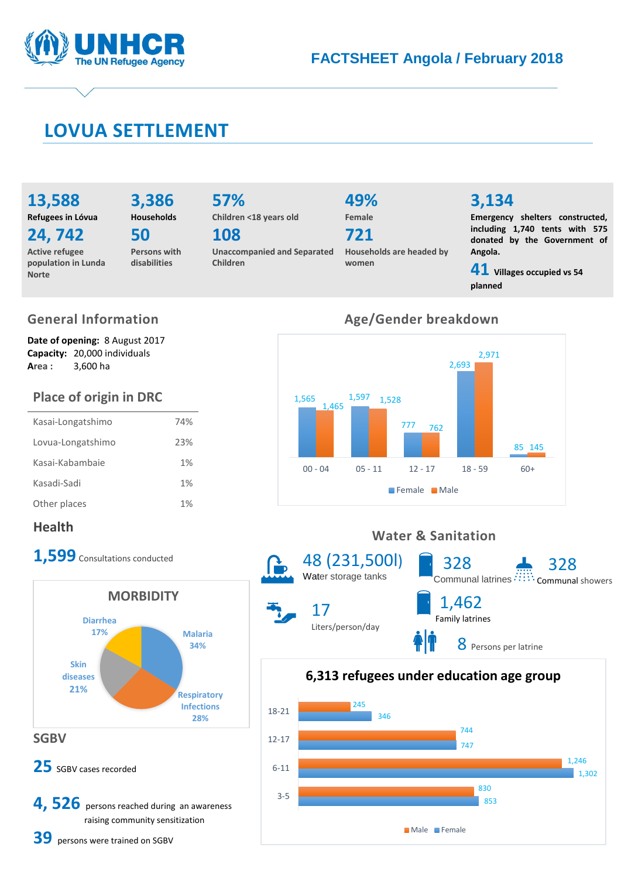# FACTSHEET Angola / February 2018

## LOVUA SETTLEMENT

**13,588**
Refugees in Lóvua

**24, 742**
Active refugee population in Lunda Norte

**3,386**
Households

**50**
Persons with disabilities

**57%**
Children <18 years old

**108**
Unaccompanied and Separated Children

**49%**
Female

**721**
Households are headed by women

**3,134**
Emergency shelters constructed, including 1,740 tents with 575 donated by the Government of Angola.

**41** Villages occupied vs 54 planned

## General Information

**Date of opening:** 8 August 2017
**Capacity:** 20,000 individuals
**Area :** 3,600 ha

## Place of origin in DRC

| Place | % |
|---|---|
| Kasai-Longatshimo | 74% |
| Lovua-Longatshimo | 23% |
| Kasai-Kabambaie | 1% |
| Kasadi-Sadi | 1% |
| Other places | 1% |

## Age/Gender breakdown

| Age | Female | Male |
|---|---|---|
| 00 - 04 | 1,565 | 1,465 |
| 05 - 11 | 1,597 | 1,528 |
| 12 - 17 | 777 | 762 |
| 18 - 59 | 2,693 | 2,971 |
| 60+ | 85 | 145 |

## Health

**1,599** Consultations conducted

### MORBIDITY

| Disease | % |
|---|---|
| Malaria | 34% |
| Respiratory Infections | 28% |
| Skin diseases | 21% |
| Diarrhea | 17% |

## SGBV

**25** SGBV cases recorded

**4, 526** persons reached during an awareness raising community sensitization

**39** persons were trained on SGBV

## Water & Sanitation

**48 (231,500l)** Water storage tanks

**328** Communal latrines

**328** Communal showers

**17** Liters/person/day

**1,462** Family latrines

**8** Persons per latrine

## 6,313 refugees under education age group

| Age group | Male | Female |
|---|---|---|
| 18-21 | 245 | 346 |
| 12-17 | 744 | 747 |
| 6-11 | 1,246 | 1,302 |
| 3-5 | 830 | 853 |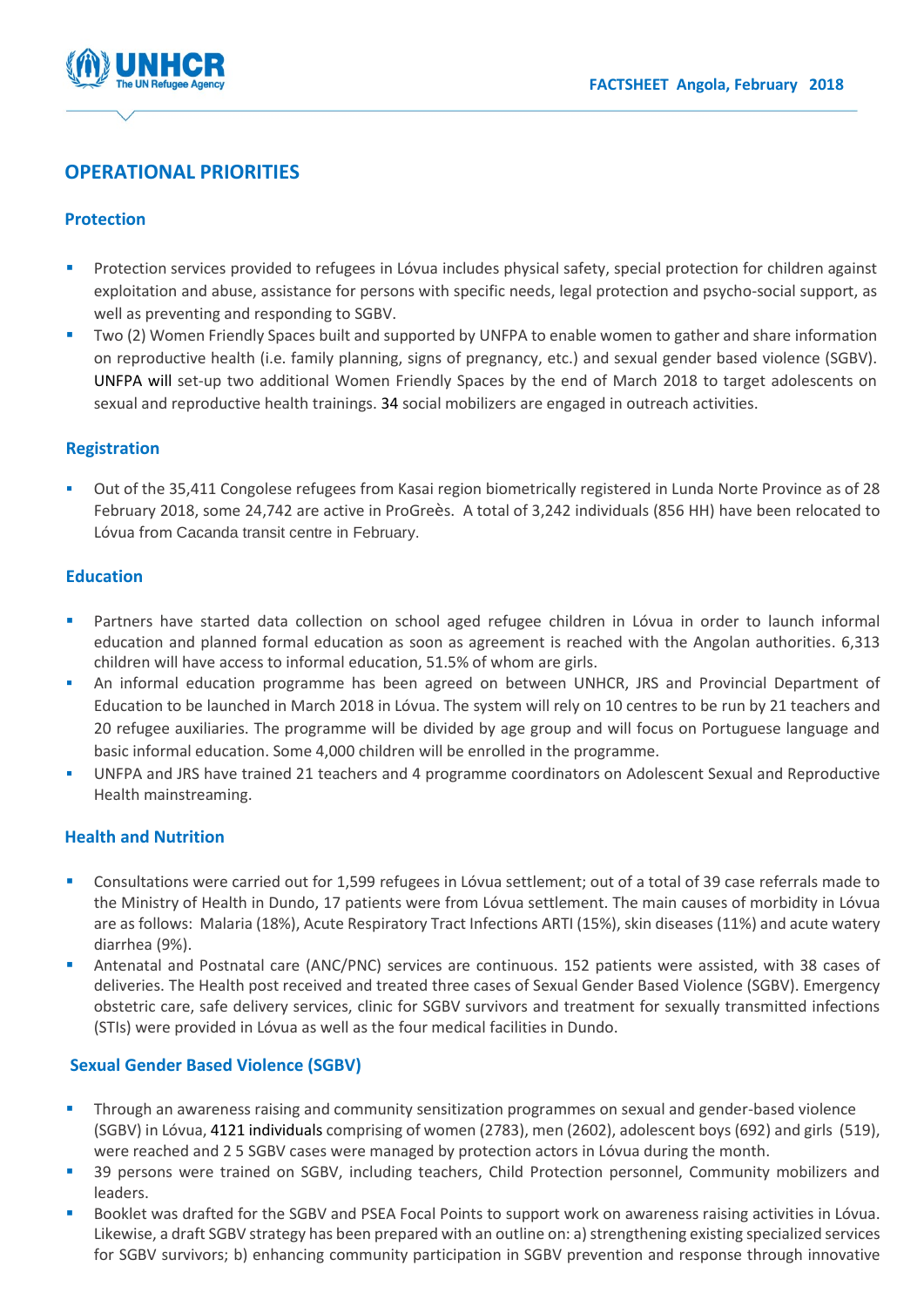## OPERATIONAL PRIORITIES

### Protection

- Protection services provided to refugees in Lóvua includes physical safety, special protection for children against exploitation and abuse, assistance for persons with specific needs, legal protection and psycho-social support, as well as preventing and responding to SGBV.
- Two (2) Women Friendly Spaces built and supported by UNFPA to enable women to gather and share information on reproductive health (i.e. family planning, signs of pregnancy, etc.) and sexual gender based violence (SGBV). UNFPA will set-up two additional Women Friendly Spaces by the end of March 2018 to target adolescents on sexual and reproductive health trainings. 34 social mobilizers are engaged in outreach activities.

### Registration

- Out of the 35,411 Congolese refugees from Kasai region biometrically registered in Lunda Norte Province as of 28 February 2018, some 24,742 are active in ProGreès. A total of 3,242 individuals (856 HH) have been relocated to Lóvua from Cacanda transit centre in February.

### Education

- Partners have started data collection on school aged refugee children in Lóvua in order to launch informal education and planned formal education as soon as agreement is reached with the Angolan authorities. 6,313 children will have access to informal education, 51.5% of whom are girls.
- An informal education programme has been agreed on between UNHCR, JRS and Provincial Department of Education to be launched in March 2018 in Lóvua. The system will rely on 10 centres to be run by 21 teachers and 20 refugee auxiliaries. The programme will be divided by age group and will focus on Portuguese language and basic informal education. Some 4,000 children will be enrolled in the programme.
- UNFPA and JRS have trained 21 teachers and 4 programme coordinators on Adolescent Sexual and Reproductive Health mainstreaming.

### Health and Nutrition

- Consultations were carried out for 1,599 refugees in Lóvua settlement; out of a total of 39 case referrals made to the Ministry of Health in Dundo, 17 patients were from Lóvua settlement. The main causes of morbidity in Lóvua are as follows: Malaria (18%), Acute Respiratory Tract Infections ARTI (15%), skin diseases (11%) and acute watery diarrhea (9%).
- Antenatal and Postnatal care (ANC/PNC) services are continuous. 152 patients were assisted, with 38 cases of deliveries. The Health post received and treated three cases of Sexual Gender Based Violence (SGBV). Emergency obstetric care, safe delivery services, clinic for SGBV survivors and treatment for sexually transmitted infections (STIs) were provided in Lóvua as well as the four medical facilities in Dundo.

### Sexual Gender Based Violence (SGBV)

- Through an awareness raising and community sensitization programmes on sexual and gender-based violence (SGBV) in Lóvua, 4121 individuals comprising of women (2783), men (2602), adolescent boys (692) and girls (519), were reached and 2 5 SGBV cases were managed by protection actors in Lóvua during the month.
- 39 persons were trained on SGBV, including teachers, Child Protection personnel, Community mobilizers and leaders.
- Booklet was drafted for the SGBV and PSEA Focal Points to support work on awareness raising activities in Lóvua. Likewise, a draft SGBV strategy has been prepared with an outline on: a) strengthening existing specialized services for SGBV survivors; b) enhancing community participation in SGBV prevention and response through innovative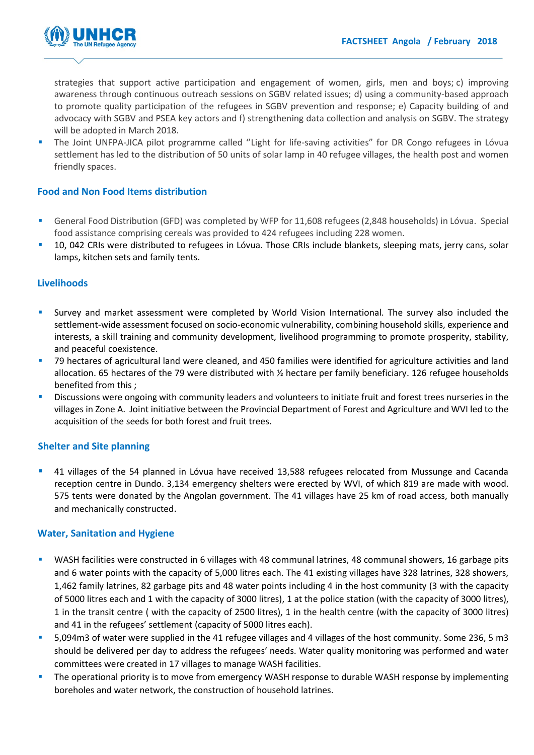strategies that support active participation and engagement of women, girls, men and boys; c) improving awareness through continuous outreach sessions on SGBV related issues; d) using a community-based approach to promote quality participation of the refugees in SGBV prevention and response; e) Capacity building of and advocacy with SGBV and PSEA key actors and f) strengthening data collection and analysis on SGBV. The strategy will be adopted in March 2018.

- The Joint UNFPA-JICA pilot programme called ''Light for life-saving activities" for DR Congo refugees in Lóvua settlement has led to the distribution of 50 units of solar lamp in 40 refugee villages, the health post and women friendly spaces.

### Food and Non Food Items distribution

- General Food Distribution (GFD) was completed by WFP for 11,608 refugees (2,848 households) in Lóvua. Special food assistance comprising cereals was provided to 424 refugees including 228 women.
- 10, 042 CRIs were distributed to refugees in Lóvua. Those CRIs include blankets, sleeping mats, jerry cans, solar lamps, kitchen sets and family tents.

### Livelihoods

- Survey and market assessment were completed by World Vision International. The survey also included the settlement-wide assessment focused on socio-economic vulnerability, combining household skills, experience and interests, a skill training and community development, livelihood programming to promote prosperity, stability, and peaceful coexistence.
- 79 hectares of agricultural land were cleaned, and 450 families were identified for agriculture activities and land allocation. 65 hectares of the 79 were distributed with ½ hectare per family beneficiary. 126 refugee households benefited from this ;
- Discussions were ongoing with community leaders and volunteers to initiate fruit and forest trees nurseries in the villages in Zone A. Joint initiative between the Provincial Department of Forest and Agriculture and WVI led to the acquisition of the seeds for both forest and fruit trees.

### Shelter and Site planning

- 41 villages of the 54 planned in Lóvua have received 13,588 refugees relocated from Mussunge and Cacanda reception centre in Dundo. 3,134 emergency shelters were erected by WVI, of which 819 are made with wood. 575 tents were donated by the Angolan government. The 41 villages have 25 km of road access, both manually and mechanically constructed.

### Water, Sanitation and Hygiene

- WASH facilities were constructed in 6 villages with 48 communal latrines, 48 communal showers, 16 garbage pits and 6 water points with the capacity of 5,000 litres each. The 41 existing villages have 328 latrines, 328 showers, 1,462 family latrines, 82 garbage pits and 48 water points including 4 in the host community (3 with the capacity of 5000 litres each and 1 with the capacity of 3000 litres), 1 at the police station (with the capacity of 3000 litres), 1 in the transit centre ( with the capacity of 2500 litres), 1 in the health centre (with the capacity of 3000 litres) and 41 in the refugees' settlement (capacity of 5000 litres each).
- 5,094m3 of water were supplied in the 41 refugee villages and 4 villages of the host community. Some 236, 5 m3 should be delivered per day to address the refugees' needs. Water quality monitoring was performed and water committees were created in 17 villages to manage WASH facilities.
- The operational priority is to move from emergency WASH response to durable WASH response by implementing boreholes and water network, the construction of household latrines.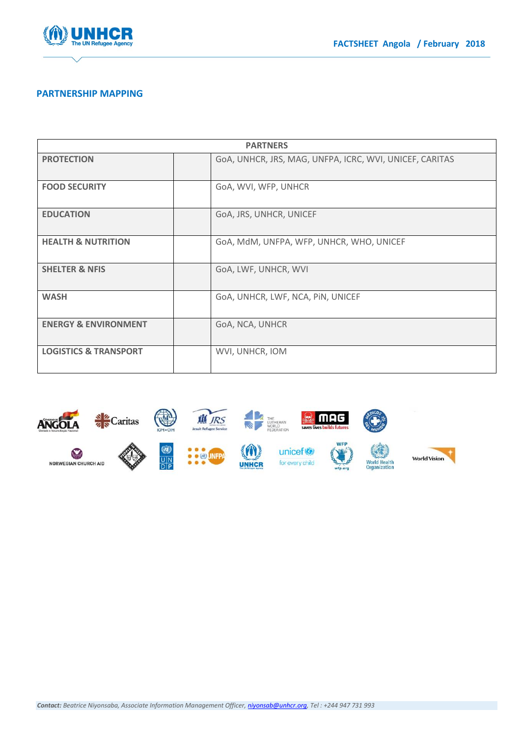## PARTNERSHIP MAPPING

| PARTNERS | | |
|---|---|---|
| **PROTECTION** | | GoA, UNHCR, JRS, MAG, UNFPA, ICRC, WVI, UNICEF, CARITAS |
| **FOOD SECURITY** | | GoA, WVI, WFP, UNHCR |
| **EDUCATION** | | GoA, JRS, UNHCR, UNICEF |
| **HEALTH & NUTRITION** | | GoA, MdM, UNFPA, WFP, UNHCR, WHO, UNICEF |
| **SHELTER & NFIS** | | GoA, LWF, UNHCR, WVI |
| **WASH** | | GoA, UNHCR, LWF, NCA, PiN, UNICEF |
| **ENERGY & ENVIRONMENT** | | GoA, NCA, UNHCR |
| **LOGISTICS & TRANSPORT** | | WVI, UNHCR, IOM |

***Contact:*** *Beatrice Niyonsaba, Associate Information Management Officer, niyonsab@unhcr.org, Tel : +244 947 731 993*